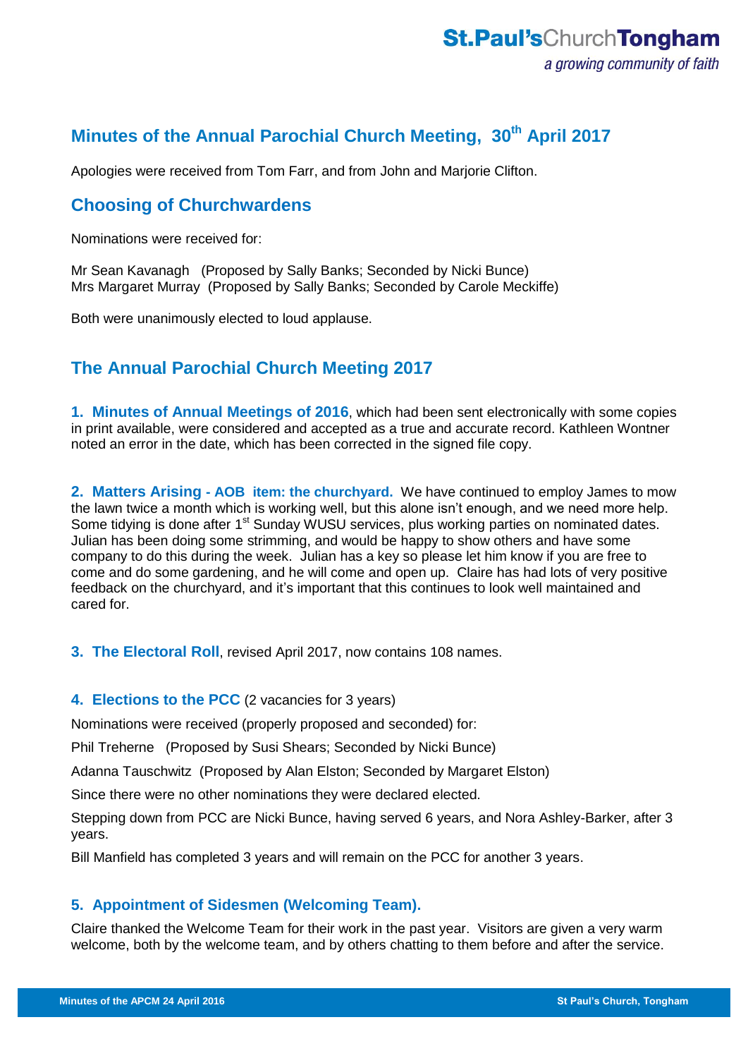# Minutes of the Annual Parochial Church Meeting, 30th April 2017

Apologies were received from Tom Farr, and from John and Marjorie Clifton.

## Choosing of Churchwardens

Nominations were received for:

Mr Sean Kavanagh (Proposed by Sally Banks; Seconded by Nicki Bunce)
Mrs Margaret Murray (Proposed by Sally Banks; Seconded by Carole Meckiffe)

Both were unanimously elected to loud applause.

## The Annual Parochial Church Meeting 2017

**1. Minutes of Annual Meetings of 2016**, which had been sent electronically with some copies in print available, were considered and accepted as a true and accurate record. Kathleen Wontner noted an error in the date, which has been corrected in the signed file copy.

**2. Matters Arising - AOB item: the churchyard.** We have continued to employ James to mow the lawn twice a month which is working well, but this alone isn't enough, and we need more help. Some tidying is done after 1st Sunday WUSU services, plus working parties on nominated dates. Julian has been doing some strimming, and would be happy to show others and have some company to do this during the week. Julian has a key so please let him know if you are free to come and do some gardening, and he will come and open up. Claire has had lots of very positive feedback on the churchyard, and it's important that this continues to look well maintained and cared for.

**3. The Electoral Roll**, revised April 2017, now contains 108 names.

**4. Elections to the PCC** (2 vacancies for 3 years)

Nominations were received (properly proposed and seconded) for:

Phil Treherne (Proposed by Susi Shears; Seconded by Nicki Bunce)

Adanna Tauschwitz (Proposed by Alan Elston; Seconded by Margaret Elston)

Since there were no other nominations they were declared elected.

Stepping down from PCC are Nicki Bunce, having served 6 years, and Nora Ashley-Barker, after 3 years.

Bill Manfield has completed 3 years and will remain on the PCC for another 3 years.

**5. Appointment of Sidesmen (Welcoming Team).**

Claire thanked the Welcome Team for their work in the past year. Visitors are given a very warm welcome, both by the welcome team, and by others chatting to them before and after the service.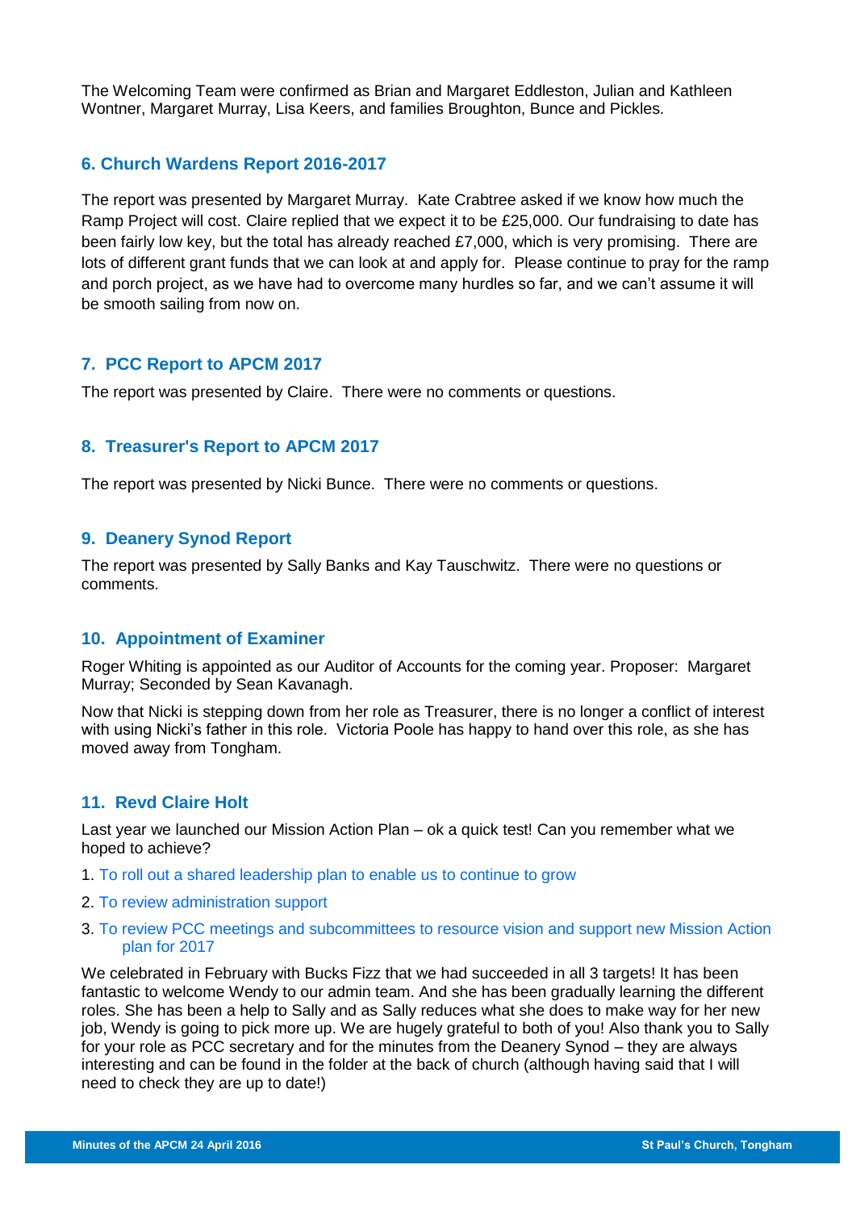The Welcoming Team were confirmed as Brian and Margaret Eddleston, Julian and Kathleen Wontner, Margaret Murray, Lisa Keers, and families Broughton, Bunce and Pickles.

## 6. Church Wardens Report 2016-2017

The report was presented by Margaret Murray. Kate Crabtree asked if we know how much the Ramp Project will cost. Claire replied that we expect it to be £25,000. Our fundraising to date has been fairly low key, but the total has already reached £7,000, which is very promising. There are lots of different grant funds that we can look at and apply for. Please continue to pray for the ramp and porch project, as we have had to overcome many hurdles so far, and we can't assume it will be smooth sailing from now on.

## 7. PCC Report to APCM 2017

The report was presented by Claire. There were no comments or questions.

## 8. Treasurer's Report to APCM 2017

The report was presented by Nicki Bunce. There were no comments or questions.

## 9. Deanery Synod Report

The report was presented by Sally Banks and Kay Tauschwitz. There were no questions or comments.

## 10. Appointment of Examiner

Roger Whiting is appointed as our Auditor of Accounts for the coming year. Proposer: Margaret Murray; Seconded by Sean Kavanagh.

Now that Nicki is stepping down from her role as Treasurer, there is no longer a conflict of interest with using Nicki's father in this role. Victoria Poole has happy to hand over this role, as she has moved away from Tongham.

## 11. Revd Claire Holt

Last year we launched our Mission Action Plan – ok a quick test! Can you remember what we hoped to achieve?

1. To roll out a shared leadership plan to enable us to continue to grow
2. To review administration support
3. To review PCC meetings and subcommittees to resource vision and support new Mission Action plan for 2017

We celebrated in February with Bucks Fizz that we had succeeded in all 3 targets! It has been fantastic to welcome Wendy to our admin team. And she has been gradually learning the different roles. She has been a help to Sally and as Sally reduces what she does to make way for her new job, Wendy is going to pick more up. We are hugely grateful to both of you! Also thank you to Sally for your role as PCC secretary and for the minutes from the Deanery Synod – they are always interesting and can be found in the folder at the back of church (although having said that I will need to check they are up to date!)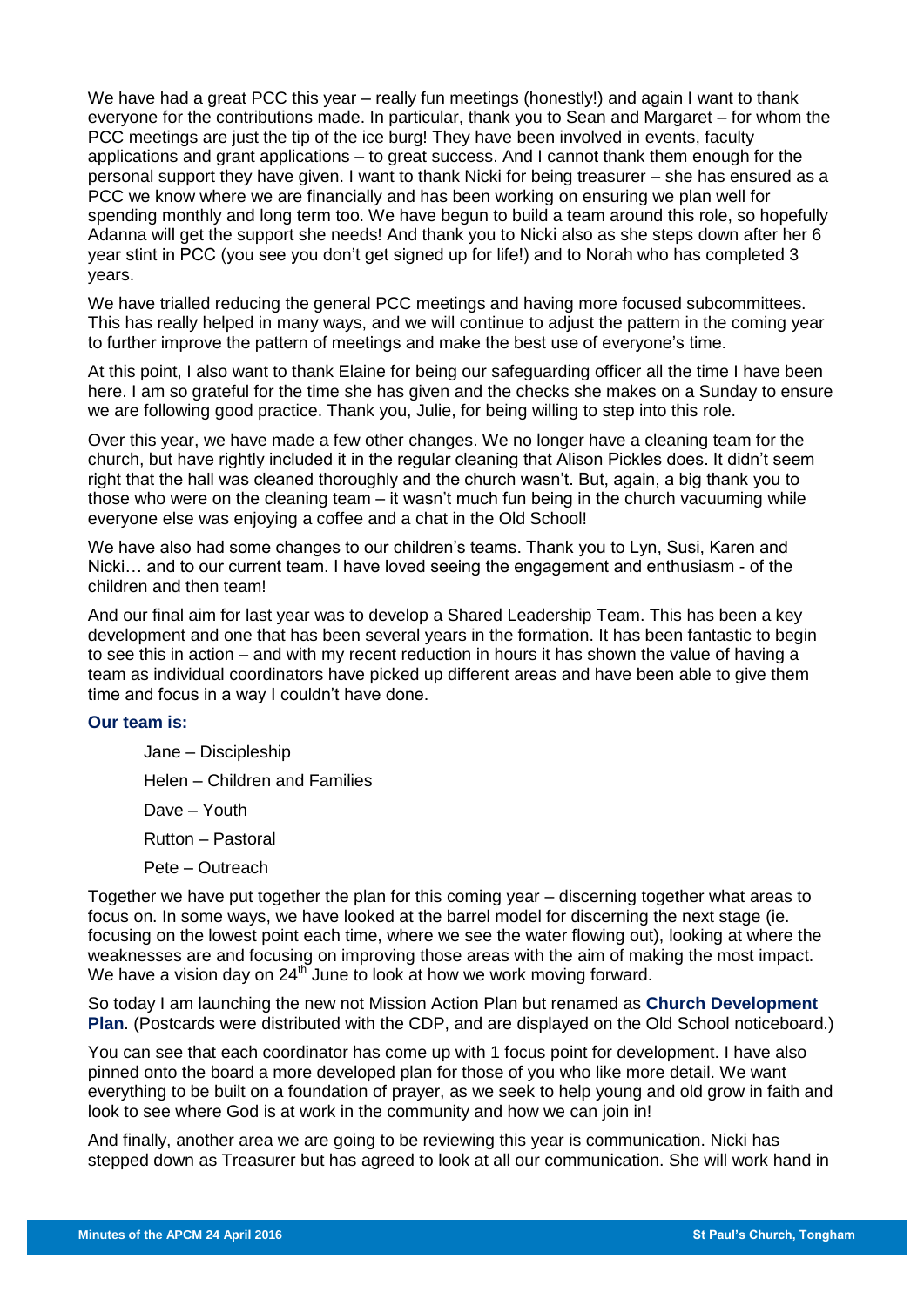We have had a great PCC this year – really fun meetings (honestly!) and again I want to thank everyone for the contributions made. In particular, thank you to Sean and Margaret – for whom the PCC meetings are just the tip of the ice burg! They have been involved in events, faculty applications and grant applications – to great success. And I cannot thank them enough for the personal support they have given. I want to thank Nicki for being treasurer – she has ensured as a PCC we know where we are financially and has been working on ensuring we plan well for spending monthly and long term too. We have begun to build a team around this role, so hopefully Adanna will get the support she needs! And thank you to Nicki also as she steps down after her 6 year stint in PCC (you see you don't get signed up for life!) and to Norah who has completed 3 years.

We have trialled reducing the general PCC meetings and having more focused subcommittees. This has really helped in many ways, and we will continue to adjust the pattern in the coming year to further improve the pattern of meetings and make the best use of everyone's time.

At this point, I also want to thank Elaine for being our safeguarding officer all the time I have been here. I am so grateful for the time she has given and the checks she makes on a Sunday to ensure we are following good practice. Thank you, Julie, for being willing to step into this role.

Over this year, we have made a few other changes. We no longer have a cleaning team for the church, but have rightly included it in the regular cleaning that Alison Pickles does. It didn't seem right that the hall was cleaned thoroughly and the church wasn't. But, again, a big thank you to those who were on the cleaning team – it wasn't much fun being in the church vacuuming while everyone else was enjoying a coffee and a chat in the Old School!

We have also had some changes to our children's teams. Thank you to Lyn, Susi, Karen and Nicki… and to our current team. I have loved seeing the engagement and enthusiasm - of the children and then team!

And our final aim for last year was to develop a Shared Leadership Team. This has been a key development and one that has been several years in the formation. It has been fantastic to begin to see this in action – and with my recent reduction in hours it has shown the value of having a team as individual coordinators have picked up different areas and have been able to give them time and focus in a way I couldn't have done.

**Our team is:**

- Jane – Discipleship
- Helen – Children and Families
- Dave – Youth
- Rutton – Pastoral
- Pete – Outreach

Together we have put together the plan for this coming year – discerning together what areas to focus on. In some ways, we have looked at the barrel model for discerning the next stage (ie. focusing on the lowest point each time, where we see the water flowing out), looking at where the weaknesses are and focusing on improving those areas with the aim of making the most impact. We have a vision day on 24th June to look at how we work moving forward.

So today I am launching the new not Mission Action Plan but renamed as **Church Development Plan**. (Postcards were distributed with the CDP, and are displayed on the Old School noticeboard.)

You can see that each coordinator has come up with 1 focus point for development. I have also pinned onto the board a more developed plan for those of you who like more detail. We want everything to be built on a foundation of prayer, as we seek to help young and old grow in faith and look to see where God is at work in the community and how we can join in!

And finally, another area we are going to be reviewing this year is communication. Nicki has stepped down as Treasurer but has agreed to look at all our communication. She will work hand in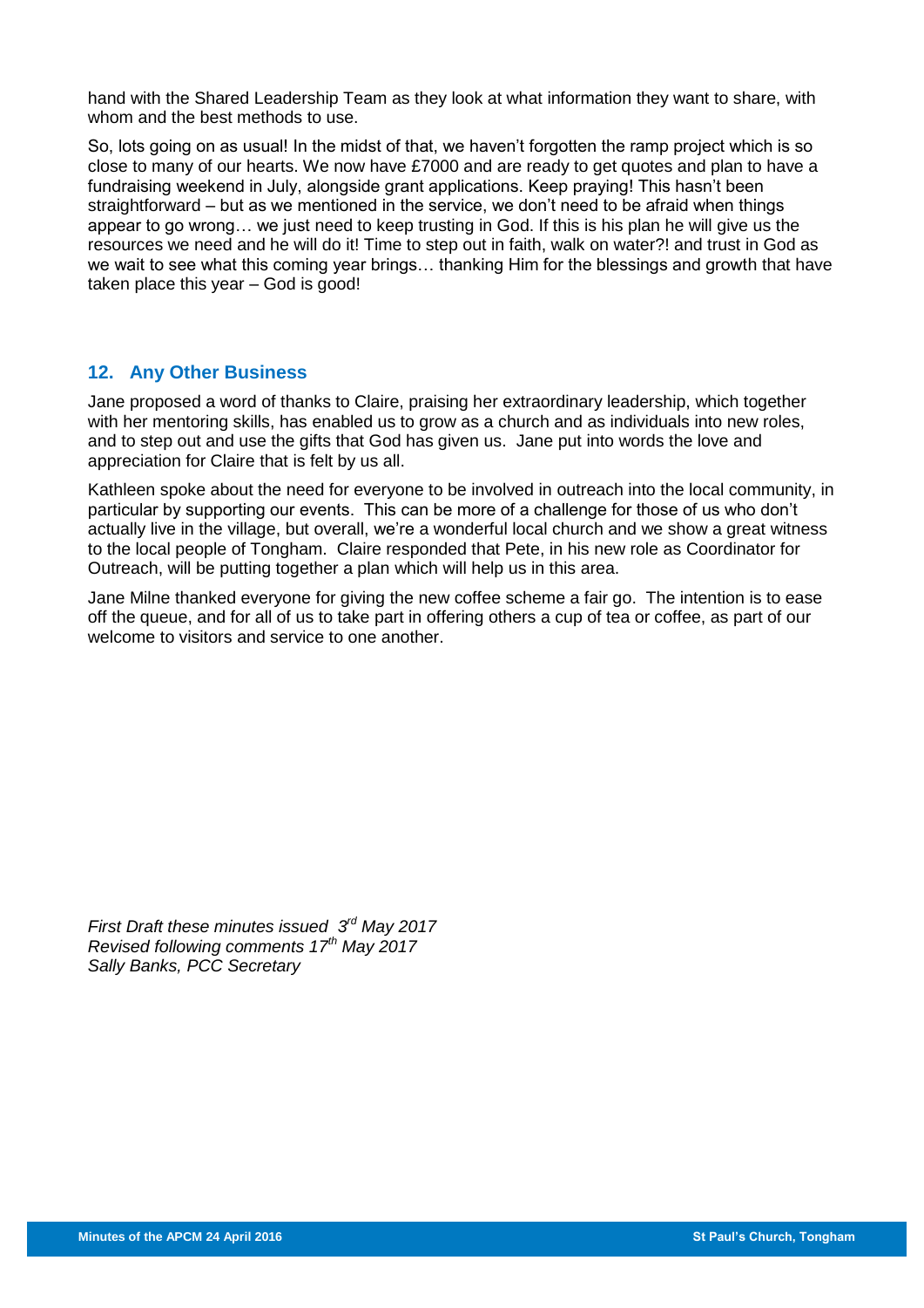hand with the Shared Leadership Team as they look at what information they want to share, with whom and the best methods to use.

So, lots going on as usual! In the midst of that, we haven't forgotten the ramp project which is so close to many of our hearts. We now have £7000 and are ready to get quotes and plan to have a fundraising weekend in July, alongside grant applications. Keep praying! This hasn't been straightforward – but as we mentioned in the service, we don't need to be afraid when things appear to go wrong… we just need to keep trusting in God. If this is his plan he will give us the resources we need and he will do it! Time to step out in faith, walk on water?! and trust in God as we wait to see what this coming year brings… thanking Him for the blessings and growth that have taken place this year – God is good!

## 12. Any Other Business

Jane proposed a word of thanks to Claire, praising her extraordinary leadership, which together with her mentoring skills, has enabled us to grow as a church and as individuals into new roles, and to step out and use the gifts that God has given us. Jane put into words the love and appreciation for Claire that is felt by us all.

Kathleen spoke about the need for everyone to be involved in outreach into the local community, in particular by supporting our events. This can be more of a challenge for those of us who don't actually live in the village, but overall, we're a wonderful local church and we show a great witness to the local people of Tongham. Claire responded that Pete, in his new role as Coordinator for Outreach, will be putting together a plan which will help us in this area.

Jane Milne thanked everyone for giving the new coffee scheme a fair go. The intention is to ease off the queue, and for all of us to take part in offering others a cup of tea or coffee, as part of our welcome to visitors and service to one another.

*First Draft these minutes issued 3rd May 2017*
*Revised following comments 17th May 2017*
*Sally Banks, PCC Secretary*